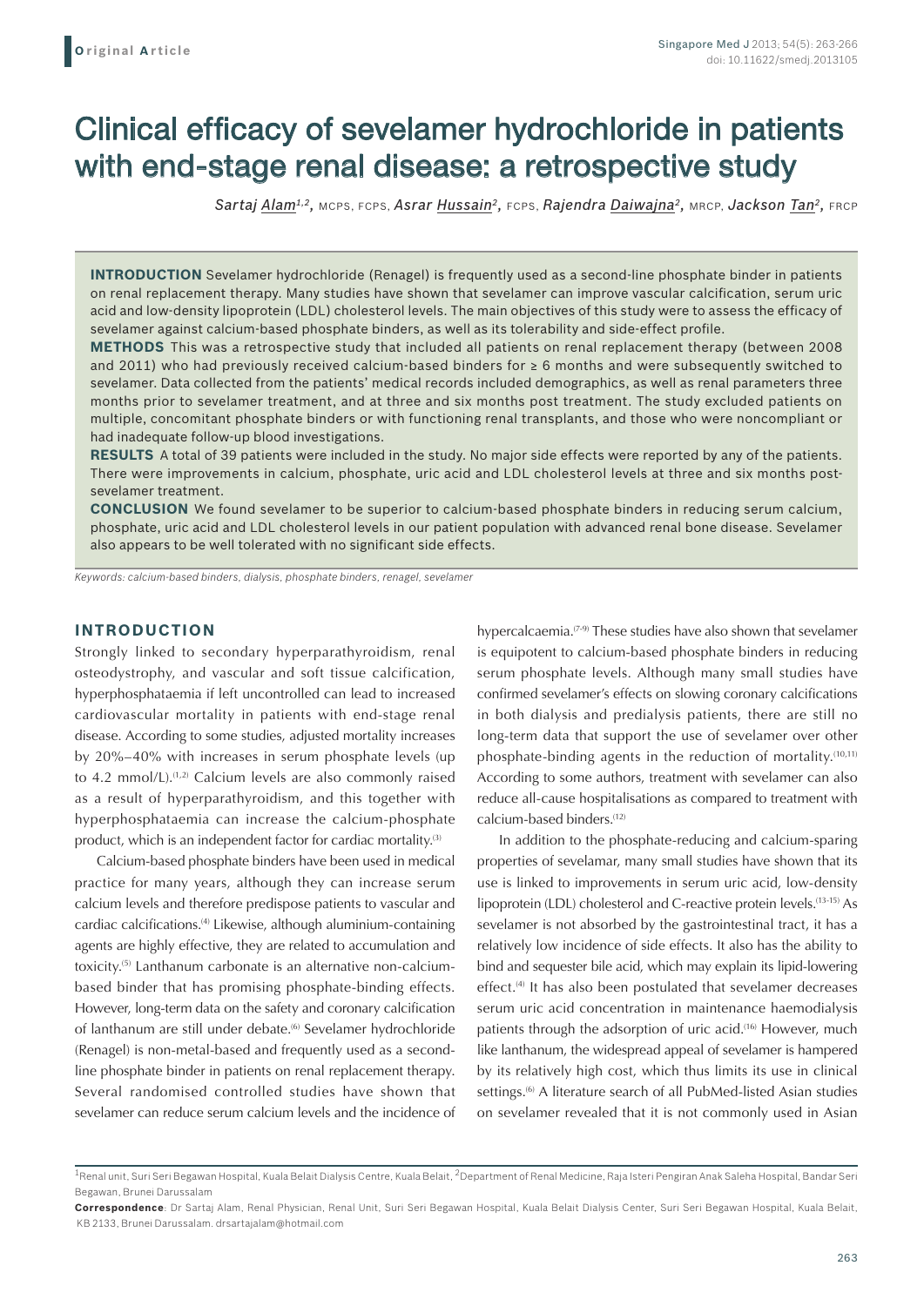**Original Article**

# Clinical efficacy of sevelamer hydrochloride in patients with end-stage renal disease: a retrospective study

*Sartaj Alam*[1,2], MCPS, FCPS, *Asrar Hussain*[2], FCPS, *Rajendra Daiwajna*[2], MRCP, *Jackson Tan*[2], FRCP

**INTRODUCTION** Sevelamer hydrochloride (Renagel) is frequently used as a second-line phosphate binder in patients on renal replacement therapy. Many studies have shown that sevelamer can improve vascular calcification, serum uric acid and low-density lipoprotein (LDL) cholesterol levels. The main objectives of this study were to assess the efficacy of sevelamer against calcium-based phosphate binders, as well as its tolerability and side-effect profile.

**METHODS** This was a retrospective study that included all patients on renal replacement therapy (between 2008 and 2011) who had previously received calcium-based binders for ≥ 6 months and were subsequently switched to sevelamer. Data collected from the patients' medical records included demographics, as well as renal parameters three months prior to sevelamer treatment, and at three and six months post treatment. The study excluded patients on multiple, concomitant phosphate binders or with functioning renal transplants, and those who were noncompliant or had inadequate follow-up blood investigations.

**RESULTS** A total of 39 patients were included in the study. No major side effects were reported by any of the patients. There were improvements in calcium, phosphate, uric acid and LDL cholesterol levels at three and six months post-sevelamer treatment.

**CONCLUSION** We found sevelamer to be superior to calcium-based phosphate binders in reducing serum calcium, phosphate, uric acid and LDL cholesterol levels in our patient population with advanced renal bone disease. Sevelamer also appears to be well tolerated with no significant side effects.

*Keywords: calcium-based binders, dialysis, phosphate binders, renagel, sevelamer*

## INTRODUCTION

Strongly linked to secondary hyperparathyroidism, renal osteodystrophy, and vascular and soft tissue calcification, hyperphosphataemia if left uncontrolled can lead to increased cardiovascular mortality in patients with end-stage renal disease. According to some studies, adjusted mortality increases by 20%–40% with increases in serum phosphate levels (up to 4.2 mmol/L).[1,2] Calcium levels are also commonly raised as a result of hyperparathyroidism, and this together with hyperphosphataemia can increase the calcium-phosphate product, which is an independent factor for cardiac mortality.[3]

Calcium-based phosphate binders have been used in medical practice for many years, although they can increase serum calcium levels and therefore predispose patients to vascular and cardiac calcifications.[4] Likewise, although aluminium-containing agents are highly effective, they are related to accumulation and toxicity.[5] Lanthanum carbonate is an alternative non-calcium-based binder that has promising phosphate-binding effects. However, long-term data on the safety and coronary calcification of lanthanum are still under debate.[6] Sevelamer hydrochloride (Renagel) is non-metal-based and frequently used as a second-line phosphate binder in patients on renal replacement therapy. Several randomised controlled studies have shown that sevelamer can reduce serum calcium levels and the incidence of hypercalcaemia.[7-9] These studies have also shown that sevelamer is equipotent to calcium-based phosphate binders in reducing serum phosphate levels. Although many small studies have confirmed sevelamer's effects on slowing coronary calcifications in both dialysis and predialysis patients, there are still no long-term data that support the use of sevelamer over other phosphate-binding agents in the reduction of mortality.[10,11] According to some authors, treatment with sevelamer can also reduce all-cause hospitalisations as compared to treatment with calcium-based binders.[12]

In addition to the phosphate-reducing and calcium-sparing properties of sevelamar, many small studies have shown that its use is linked to improvements in serum uric acid, low-density lipoprotein (LDL) cholesterol and C-reactive protein levels.[13-15] As sevelamer is not absorbed by the gastrointestinal tract, it has a relatively low incidence of side effects. It also has the ability to bind and sequester bile acid, which may explain its lipid-lowering effect.[4] It has also been postulated that sevelamer decreases serum uric acid concentration in maintenance haemodialysis patients through the adsorption of uric acid.[16] However, much like lanthanum, the widespread appeal of sevelamer is hampered by its relatively high cost, which thus limits its use in clinical settings.[6] A literature search of all PubMed-listed Asian studies on sevelamer revealed that it is not commonly used in Asian

[1]Renal unit, Suri Seri Begawan Hospital, Kuala Belait Dialysis Centre, Kuala Belait, [2]Department of Renal Medicine, Raja Isteri Pengiran Anak Saleha Hospital, Bandar Seri Begawan, Brunei Darussalam

**Correspondence**: Dr Sartaj Alam, Renal Physician, Renal Unit, Suri Seri Begawan Hospital, Kuala Belait Dialysis Center, Suri Seri Begawan Hospital, Kuala Belait, KB 2133, Brunei Darussalam. drsartajalam@hotmail.com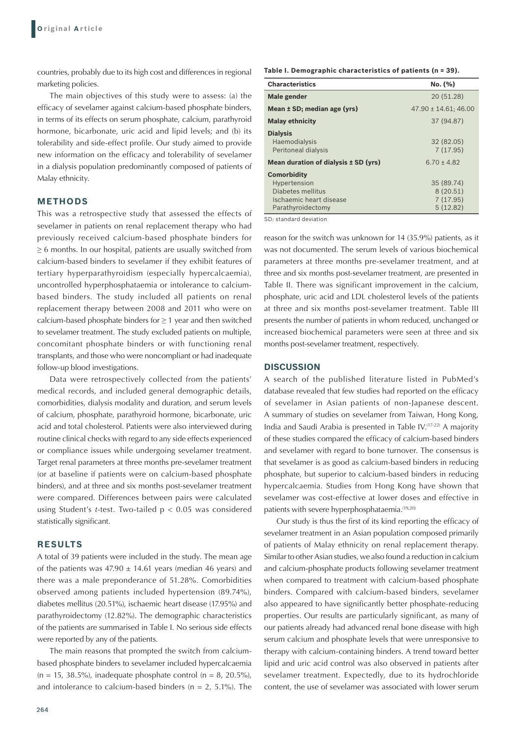countries, probably due to its high cost and differences in regional marketing policies.

The main objectives of this study were to assess: (a) the efficacy of sevelamer against calcium-based phosphate binders, in terms of its effects on serum phosphate, calcium, parathyroid hormone, bicarbonate, uric acid and lipid levels; and (b) its tolerability and side-effect profile. Our study aimed to provide new information on the efficacy and tolerability of sevelamer in a dialysis population predominantly composed of patients of Malay ethnicity.

## METHODS

This was a retrospective study that assessed the effects of sevelamer in patients on renal replacement therapy who had previously received calcium-based phosphate binders for ≥ 6 months. In our hospital, patients are usually switched from calcium-based binders to sevelamer if they exhibit features of tertiary hyperparathyroidism (especially hypercalcaemia), uncontrolled hyperphosphataemia or intolerance to calcium-based binders. The study included all patients on renal replacement therapy between 2008 and 2011 who were on calcium-based phosphate binders for ≥ 1 year and then switched to sevelamer treatment. The study excluded patients on multiple, concomitant phosphate binders or with functioning renal transplants, and those who were noncompliant or had inadequate follow-up blood investigations.

Data were retrospectively collected from the patients' medical records, and included general demographic details, comorbidities, dialysis modality and duration, and serum levels of calcium, phosphate, parathyroid hormone, bicarbonate, uric acid and total cholesterol. Patients were also interviewed during routine clinical checks with regard to any side effects experienced or compliance issues while undergoing sevelamer treatment. Target renal parameters at three months pre-sevelamer treatment (or at baseline if patients were on calcium-based phosphate binders), and at three and six months post-sevelamer treatment were compared. Differences between pairs were calculated using Student's *t*-test. Two-tailed $p < 0.05$ was considered statistically significant.

## RESULTS

A total of 39 patients were included in the study. The mean age of the patients was 47.90 ± 14.61 years (median 46 years) and there was a male preponderance of 51.28%. Comorbidities observed among patients included hypertension (89.74%), diabetes mellitus (20.51%), ischaemic heart disease (17.95%) and parathyroidectomy (12.82%). The demographic characteristics of the patients are summarised in Table I. No serious side effects were reported by any of the patients.

The main reasons that prompted the switch from calcium-based phosphate binders to sevelamer included hypercalcaemia (n = 15, 38.5%), inadequate phosphate control (n = 8, 20.5%), and intolerance to calcium-based binders (n = 2, 5.1%). The reason for the switch was unknown for 14 (35.9%) patients, as it was not documented. The serum levels of various biochemical parameters at three months pre-sevelamer treatment, and at three and six months post-sevelamer treatment, are presented in Table II. There was significant improvement in the calcium, phosphate, uric acid and LDL cholesterol levels of the patients at three and six months post-sevelamer treatment. Table III presents the number of patients in whom reduced, unchanged or increased biochemical parameters were seen at three and six months post-sevelamer treatment, respectively.

**Table I. Demographic characteristics of patients (n = 39).**

| Characteristics | No. (%) |
|---|---|
| **Male gender** | 20 (51.28) |
| **Mean ± SD; median age (yrs)** | 47.90 ± 14.61; 46.00 |
| **Malay ethnicity** | 37 (94.87) |
| **Dialysis** | |
| Haemodialysis | 32 (82.05) |
| Peritoneal dialysis | 7 (17.95) |
| **Mean duration of dialysis ± SD (yrs)** | 6.70 ± 4.82 |
| **Comorbidity** | |
| Hypertension | 35 (89.74) |
| Diabetes mellitus | 8 (20.51) |
| Ischaemic heart disease | 7 (17.95) |
| Parathyroidectomy | 5 (12.82) |

SD: standard deviation

## DISCUSSION

A search of the published literature listed in PubMed's database revealed that few studies had reported on the efficacy of sevelamer in Asian patients of non-Japanese descent. A summary of studies on sevelamer from Taiwan, Hong Kong, India and Saudi Arabia is presented in Table IV.[17-22] A majority of these studies compared the efficacy of calcium-based binders and sevelamer with regard to bone turnover. The consensus is that sevelamer is as good as calcium-based binders in reducing phosphate, but superior to calcium-based binders in reducing hypercalcaemia. Studies from Hong Kong have shown that sevelamer was cost-effective at lower doses and effective in patients with severe hyperphosphataemia.[19,20]

Our study is thus the first of its kind reporting the efficacy of sevelamer treatment in an Asian population composed primarily of patients of Malay ethnicity on renal replacement therapy. Similar to other Asian studies, we also found a reduction in calcium and calcium-phosphate products following sevelamer treatment when compared to treatment with calcium-based phosphate binders. Compared with calcium-based binders, sevelamer also appeared to have significantly better phosphate-reducing properties. Our results are particularly significant, as many of our patients already had advanced renal bone disease with high serum calcium and phosphate levels that were unresponsive to therapy with calcium-containing binders. A trend toward better lipid and uric acid control was also observed in patients after sevelamer treatment. Expectedly, due to its hydrochloride content, the use of sevelamer was associated with lower serum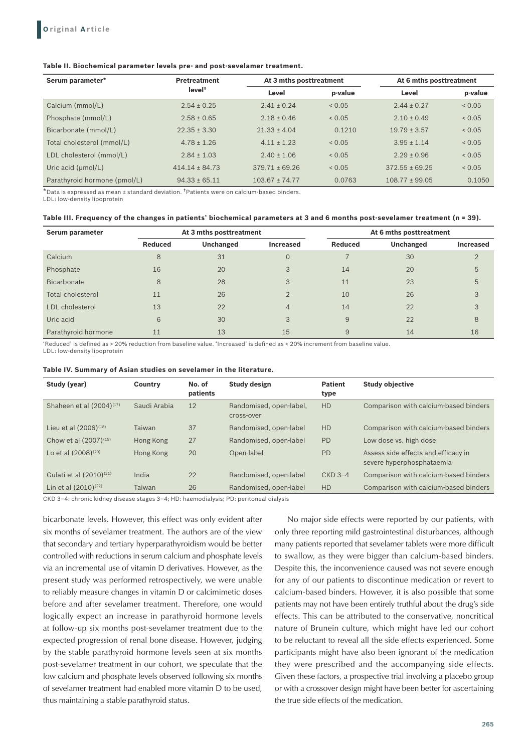**Table II. Biochemical parameter levels pre- and post-sevelamer treatment.**

| Serum parameter* | Pretreatment level† | At 3 mths posttreatment | | At 6 mths posttreatment | |
|---|---|---|---|---|---|
| | | Level | p-value | Level | p-value |
| Calcium (mmol/L) | 2.54 ± 0.25 | 2.41 ± 0.24 | < 0.05 | 2.44 ± 0.27 | < 0.05 |
| Phosphate (mmol/L) | 2.58 ± 0.65 | 2.18 ± 0.46 | < 0.05 | 2.10 ± 0.49 | < 0.05 |
| Bicarbonate (mmol/L) | 22.35 ± 3.30 | 21.33 ± 4.04 | 0.1210 | 19.79 ± 3.57 | < 0.05 |
| Total cholesterol (mmol/L) | 4.78 ± 1.26 | 4.11 ± 1.23 | < 0.05 | 3.95 ± 1.14 | < 0.05 |
| LDL cholesterol (mmol/L) | 2.84 ± 1.03 | 2.40 ± 1.06 | < 0.05 | 2.29 ± 0.96 | < 0.05 |
| Uric acid (μmol/L) | 414.14 ± 84.73 | 379.71 ± 69.26 | < 0.05 | 372.55 ± 69.25 | < 0.05 |
| Parathyroid hormone (pmol/L) | 94.33 ± 65.11 | 103.67 ± 74.77 | 0.0763 | 108.77 ± 99.05 | 0.1050 |

*Data is expressed as mean ± standard deviation. †Patients were on calcium-based binders.
LDL: low-density lipoprotein

**Table III. Frequency of the changes in patients' biochemical parameters at 3 and 6 months post-sevelamer treatment (n = 39).**

| Serum parameter | At 3 mths posttreatment | | | At 6 mths posttreatment | | |
|---|---|---|---|---|---|---|
| | Reduced | Unchanged | Increased | Reduced | Unchanged | Increased |
| Calcium | 8 | 31 | 0 | 7 | 30 | 2 |
| Phosphate | 16 | 20 | 3 | 14 | 20 | 5 |
| Bicarbonate | 8 | 28 | 3 | 11 | 23 | 5 |
| Total cholesterol | 11 | 26 | 2 | 10 | 26 | 3 |
| LDL cholesterol | 13 | 22 | 4 | 14 | 22 | 3 |
| Uric acid | 6 | 30 | 3 | 9 | 22 | 8 |
| Parathyroid hormone | 11 | 13 | 15 | 9 | 14 | 16 |

'Reduced' is defined as > 20% reduction from baseline value. 'Increased' is defined as < 20% increment from baseline value.
LDL: low-density lipoprotein

**Table IV. Summary of Asian studies on sevelamer in the literature.**

| Study (year) | Country | No. of patients | Study design | Patient type | Study objective |
|---|---|---|---|---|---|
| Shaheen et al (2004)[17] | Saudi Arabia | 12 | Randomised, open-label, cross-over | HD | Comparison with calcium-based binders |
| Lieu et al (2006)[18] | Taiwan | 37 | Randomised, open-label | HD | Comparison with calcium-based binders |
| Chow et al (2007)[19] | Hong Kong | 27 | Randomised, open-label | PD | Low dose vs. high dose |
| Lo et al (2008)[20] | Hong Kong | 20 | Open-label | PD | Assess side effects and efficacy in severe hyperphosphataemia |
| Gulati et al (2010)[21] | India | 22 | Randomised, open-label | CKD 3–4 | Comparison with calcium-based binders |
| Lin et al (2010)[22] | Taiwan | 26 | Randomised, open-label | HD | Comparison with calcium-based binders |

CKD 3–4: chronic kidney disease stages 3–4; HD: haemodialysis; PD: peritoneal dialysis

bicarbonate levels. However, this effect was only evident after six months of sevelamer treatment. The authors are of the view that secondary and tertiary hyperparathyroidism would be better controlled with reductions in serum calcium and phosphate levels via an incremental use of vitamin D derivatives. However, as the present study was performed retrospectively, we were unable to reliably measure changes in vitamin D or calcimimetic doses before and after sevelamer treatment. Therefore, one would logically expect an increase in parathyroid hormone levels at follow-up six months post-sevelamer treatment due to the expected progression of renal bone disease. However, judging by the stable parathyroid hormone levels seen at six months post-sevelamer treatment in our cohort, we speculate that the low calcium and phosphate levels observed following six months of sevelamer treatment had enabled more vitamin D to be used, thus maintaining a stable parathyroid status.

No major side effects were reported by our patients, with only three reporting mild gastrointestinal disturbances, although many patients reported that sevelamer tablets were more difficult to swallow, as they were bigger than calcium-based binders. Despite this, the inconvenience caused was not severe enough for any of our patients to discontinue medication or revert to calcium-based binders. However, it is also possible that some patients may not have been entirely truthful about the drug's side effects. This can be attributed to the conservative, noncritical nature of Brunein culture, which might have led our cohort to be reluctant to reveal all the side effects experienced. Some participants might have also been ignorant of the medication they were prescribed and the accompanying side effects. Given these factors, a prospective trial involving a placebo group or with a crossover design might have been better for ascertaining the true side effects of the medication.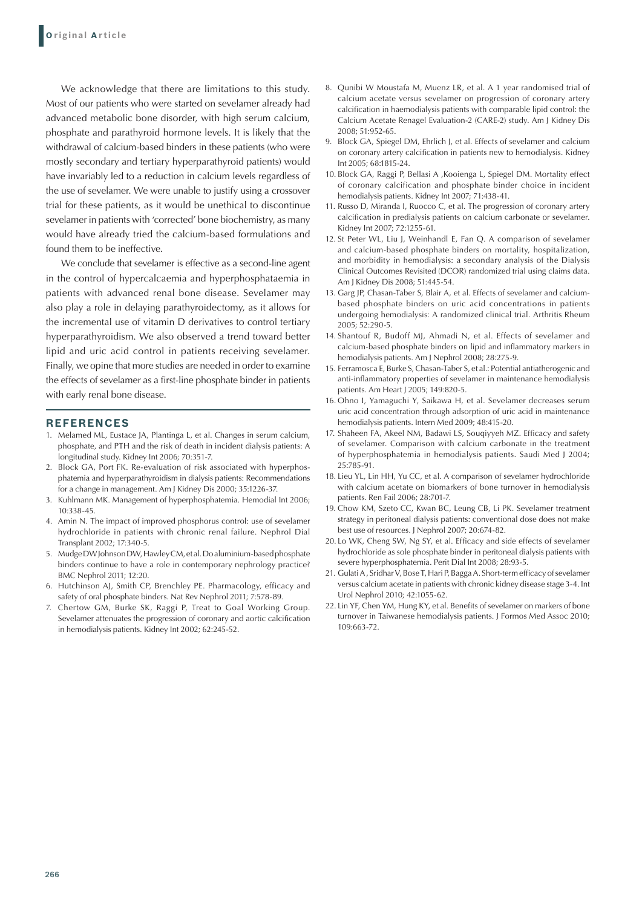We acknowledge that there are limitations to this study. Most of our patients who were started on sevelamer already had advanced metabolic bone disorder, with high serum calcium, phosphate and parathyroid hormone levels. It is likely that the withdrawal of calcium-based binders in these patients (who were mostly secondary and tertiary hyperparathyroid patients) would have invariably led to a reduction in calcium levels regardless of the use of sevelamer. We were unable to justify using a crossover trial for these patients, as it would be unethical to discontinue sevelamer in patients with 'corrected' bone biochemistry, as many would have already tried the calcium-based formulations and found them to be ineffective.

We conclude that sevelamer is effective as a second-line agent in the control of hypercalcaemia and hyperphosphataemia in patients with advanced renal bone disease. Sevelamer may also play a role in delaying parathyroidectomy, as it allows for the incremental use of vitamin D derivatives to control tertiary hyperparathyroidism. We also observed a trend toward better lipid and uric acid control in patients receiving sevelamer. Finally, we opine that more studies are needed in order to examine the effects of sevelamer as a first-line phosphate binder in patients with early renal bone disease.

## REFERENCES

1. Melamed ML, Eustace JA, Plantinga L, et al. Changes in serum calcium, phosphate, and PTH and the risk of death in incident dialysis patients: A longitudinal study. Kidney Int 2006; 70:351-7.
2. Block GA, Port FK. Re-evaluation of risk associated with hyperphosphatemia and hyperparathyroidism in dialysis patients: Recommendations for a change in management. Am J Kidney Dis 2000; 35:1226-37.
3. Kuhlmann MK. Management of hyperphosphatemia. Hemodial Int 2006; 10:338-45.
4. Amin N. The impact of improved phosphorus control: use of sevelamer hydrochloride in patients with chronic renal failure. Nephrol Dial Transplant 2002; 17:340-5.
5. Mudge DW Johnson DW, Hawley CM, et al. Do aluminium-based phosphate binders continue to have a role in contemporary nephrology practice? BMC Nephrol 2011; 12:20.
6. Hutchinson AJ, Smith CP, Brenchley PE. Pharmacology, efficacy and safety of oral phosphate binders. Nat Rev Nephrol 2011; 7:578-89.
7. Chertow GM, Burke SK, Raggi P, Treat to Goal Working Group. Sevelamer attenuates the progression of coronary and aortic calcification in hemodialysis patients. Kidney Int 2002; 62:245-52.
8. Qunibi W Moustafa M, Muenz LR, et al. A 1 year randomised trial of calcium acetate versus sevelamer on progression of coronary artery calcification in haemodialysis patients with comparable lipid control: the Calcium Acetate Renagel Evaluation-2 (CARE-2) study. Am J Kidney Dis 2008; 51:952-65.
9. Block GA, Spiegel DM, Ehrlich J, et al. Effects of sevelamer and calcium on coronary artery calcification in patients new to hemodialysis. Kidney Int 2005; 68:1815-24.
10. Block GA, Raggi P, Bellasi A ,Kooienga L, Spiegel DM. Mortality effect of coronary calcification and phosphate binder choice in incident hemodialysis patients. Kidney Int 2007; 71:438-41.
11. Russo D, Miranda I, Ruocco C, et al. The progression of coronary artery calcification in predialysis patients on calcium carbonate or sevelamer. Kidney Int 2007; 72:1255-61.
12. St Peter WL, Liu J, Weinhandl E, Fan Q. A comparison of sevelamer and calcium-based phosphate binders on mortality, hospitalization, and morbidity in hemodialysis: a secondary analysis of the Dialysis Clinical Outcomes Revisited (DCOR) randomized trial using claims data. Am J Kidney Dis 2008; 51:445-54.
13. Garg JP, Chasan-Taber S, Blair A, et al. Effects of sevelamer and calcium-based phosphate binders on uric acid concentrations in patients undergoing hemodialysis: A randomized clinical trial. Arthritis Rheum 2005; 52:290-5.
14. Shantouf R, Budoff MJ, Ahmadi N, et al. Effects of sevelamer and calcium-based phosphate binders on lipid and inflammatory markers in hemodialysis patients. Am J Nephrol 2008; 28:275-9.
15. Ferramosca E, Burke S, Chasan-Taber S, et al.: Potential antiatherogenic and anti-inflammatory properties of sevelamer in maintenance hemodialysis patients. Am Heart J 2005; 149:820-5.
16. Ohno I, Yamaguchi Y, Saikawa H, et al. Sevelamer decreases serum uric acid concentration through adsorption of uric acid in maintenance hemodialysis patients. Intern Med 2009; 48:415-20.
17. Shaheen FA, Akeel NM, Badawi LS, Souqiyyeh MZ. Efficacy and safety of sevelamer. Comparison with calcium carbonate in the treatment of hyperphosphatemia in hemodialysis patients. Saudi Med J 2004; 25:785-91.
18. Lieu YL, Lin HH, Yu CC, et al. A comparison of sevelamer hydrochloride with calcium acetate on biomarkers of bone turnover in hemodialysis patients. Ren Fail 2006; 28:701-7.
19. Chow KM, Szeto CC, Kwan BC, Leung CB, Li PK. Sevelamer treatment strategy in peritoneal dialysis patients: conventional dose does not make best use of resources. J Nephrol 2007; 20:674-82.
20. Lo WK, Cheng SW, Ng SY, et al. Efficacy and side effects of sevelamer hydrochloride as sole phosphate binder in peritoneal dialysis patients with severe hyperphosphatemia. Perit Dial Int 2008; 28:93-5.
21. Gulati A , Sridhar V, Bose T, Hari P, Bagga A. Short-term efficacy of sevelamer versus calcium acetate in patients with chronic kidney disease stage 3-4. Int Urol Nephrol 2010; 42:1055-62.
22. Lin YF, Chen YM, Hung KY, et al. Benefits of sevelamer on markers of bone turnover in Taiwanese hemodialysis patients. J Formos Med Assoc 2010; 109:663-72.